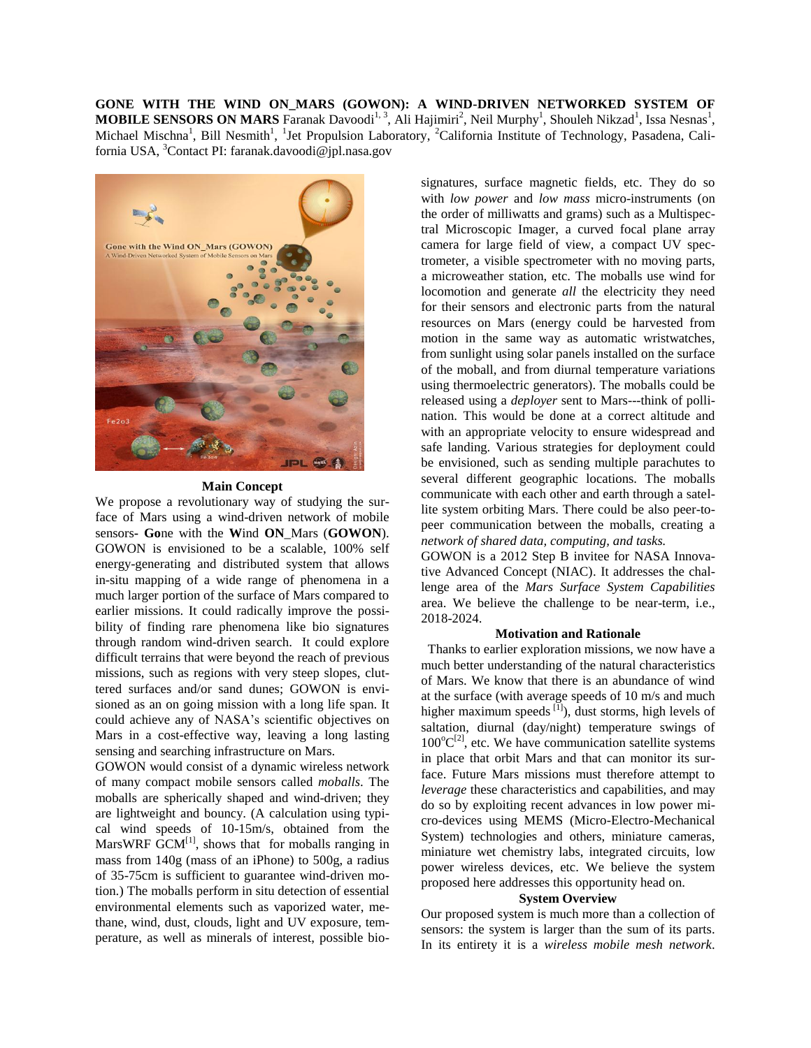**GONE WITH THE WIND ON_MARS (GOWON): A WIND-DRIVEN NETWORKED SYSTEM OF MOBILE SENSORS ON MARS** Faranak Davoodi[1, 3], Ali Hajimiri[2], Neil Murphy[1], Shouleh Nikzad[1], Issa Nesnas[1], Michael Mischna[1], Bill Nesmith[1], [1]Jet Propulsion Laboratory, [2]California Institute of Technology, Pasadena, California USA, [3]Contact PI: faranak.davoodi@jpl.nasa.gov

### Main Concept

We propose a revolutionary way of studying the surface of Mars using a wind-driven network of mobile sensors- **Go**ne with the **W**ind **ON**_Mars (**GOWON**). GOWON is envisioned to be a scalable, 100% self energy-generating and distributed system that allows in-situ mapping of a wide range of phenomena in a much larger portion of the surface of Mars compared to earlier missions. It could radically improve the possibility of finding rare phenomena like bio signatures through random wind-driven search. It could explore difficult terrains that were beyond the reach of previous missions, such as regions with very steep slopes, cluttered surfaces and/or sand dunes; GOWON is envisioned as an on going mission with a long life span. It could achieve any of NASA's scientific objectives on Mars in a cost-effective way, leaving a long lasting sensing and searching infrastructure on Mars.

GOWON would consist of a dynamic wireless network of many compact mobile sensors called *moballs*. The moballs are spherically shaped and wind-driven; they are lightweight and bouncy. (A calculation using typical wind speeds of 10-15m/s, obtained from the MarsWRF GCM[1], shows that for moballs ranging in mass from 140g (mass of an iPhone) to 500g, a radius of 35-75cm is sufficient to guarantee wind-driven motion.) The moballs perform in situ detection of essential environmental elements such as vaporized water, methane, wind, dust, clouds, light and UV exposure, temperature, as well as minerals of interest, possible bio-signatures, surface magnetic fields, etc. They do so with *low power* and *low mass* micro-instruments (on the order of milliwatts and grams) such as a Multispectral Microscopic Imager, a curved focal plane array camera for large field of view, a compact UV spectrometer, a visible spectrometer with no moving parts, a microweather station, etc. The moballs use wind for locomotion and generate *all* the electricity they need for their sensors and electronic parts from the natural resources on Mars (energy could be harvested from motion in the same way as automatic wristwatches, from sunlight using solar panels installed on the surface of the moball, and from diurnal temperature variations using thermoelectric generators). The moballs could be released using a *deployer* sent to Mars---think of pollination. This would be done at a correct altitude and with an appropriate velocity to ensure widespread and safe landing. Various strategies for deployment could be envisioned, such as sending multiple parachutes to several different geographic locations. The moballs communicate with each other and earth through a satellite system orbiting Mars. There could be also peer-to-peer communication between the moballs, creating a *network of shared data, computing, and tasks.*

GOWON is a 2012 Step B invitee for NASA Innovative Advanced Concept (NIAC). It addresses the challenge area of the *Mars Surface System Capabilities* area. We believe the challenge to be near-term, i.e., 2018-2024.

### Motivation and Rationale

Thanks to earlier exploration missions, we now have a much better understanding of the natural characteristics of Mars. We know that there is an abundance of wind at the surface (with average speeds of 10 m/s and much higher maximum speeds [1]), dust storms, high levels of saltation, diurnal (day/night) temperature swings of $100^{o}C$[2], etc. We have communication satellite systems in place that orbit Mars and that can monitor its surface. Future Mars missions must therefore attempt to *leverage* these characteristics and capabilities, and may do so by exploiting recent advances in low power micro-devices using MEMS (Micro-Electro-Mechanical System) technologies and others, miniature cameras, miniature wet chemistry labs, integrated circuits, low power wireless devices, etc. We believe the system proposed here addresses this opportunity head on.

### System Overview

Our proposed system is much more than a collection of sensors: the system is larger than the sum of its parts. In its entirety it is a *wireless mobile mesh network*.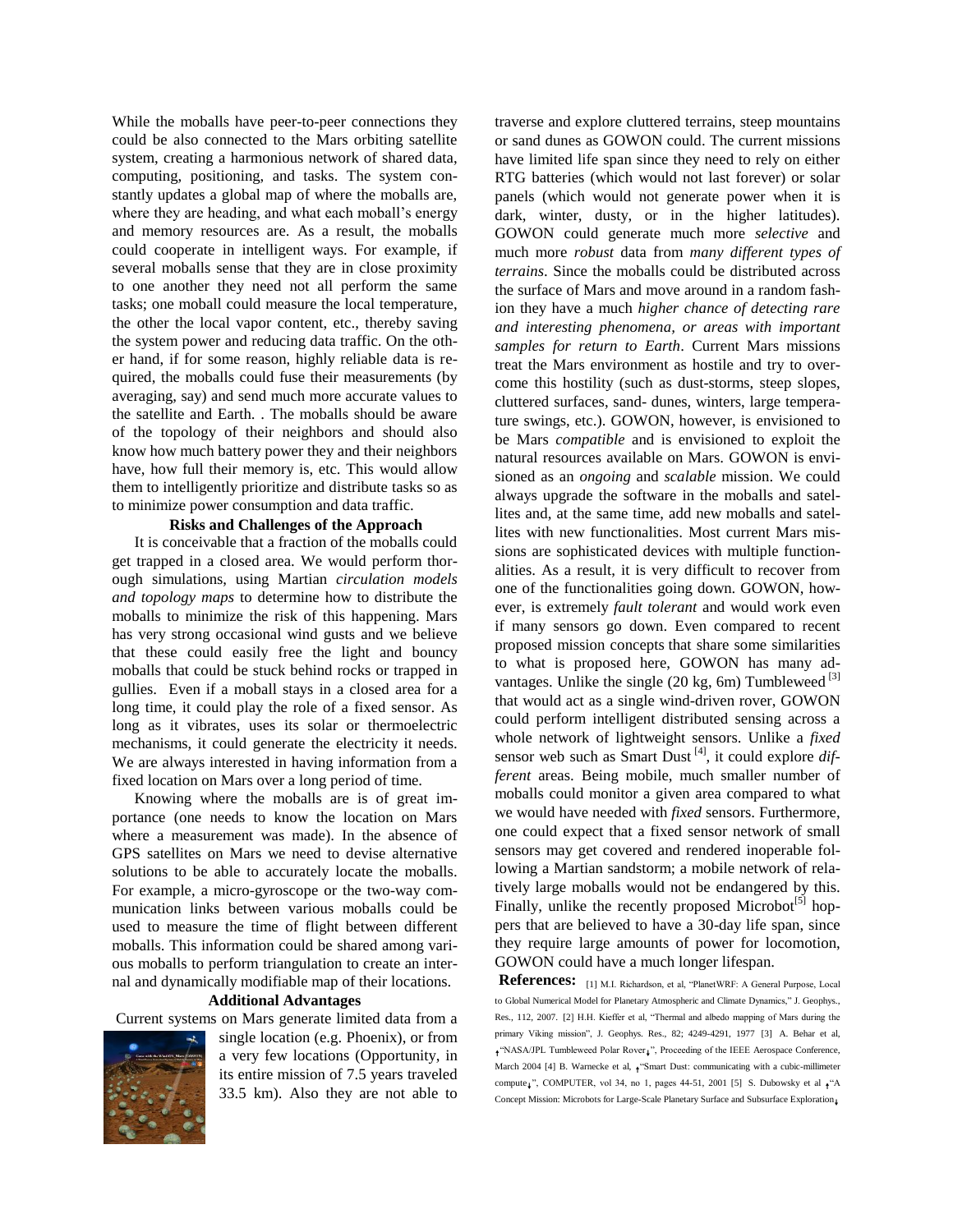While the moballs have peer-to-peer connections they could be also connected to the Mars orbiting satellite system, creating a harmonious network of shared data, computing, positioning, and tasks. The system constantly updates a global map of where the moballs are, where they are heading, and what each moball's energy and memory resources are. As a result, the moballs could cooperate in intelligent ways. For example, if several moballs sense that they are in close proximity to one another they need not all perform the same tasks; one moball could measure the local temperature, the other the local vapor content, etc., thereby saving the system power and reducing data traffic. On the other hand, if for some reason, highly reliable data is required, the moballs could fuse their measurements (by averaging, say) and send much more accurate values to the satellite and Earth. . The moballs should be aware of the topology of their neighbors and should also know how much battery power they and their neighbors have, how full their memory is, etc. This would allow them to intelligently prioritize and distribute tasks so as to minimize power consumption and data traffic.

### Risks and Challenges of the Approach

It is conceivable that a fraction of the moballs could get trapped in a closed area. We would perform thorough simulations, using Martian *circulation models and topology maps* to determine how to distribute the moballs to minimize the risk of this happening. Mars has very strong occasional wind gusts and we believe that these could easily free the light and bouncy moballs that could be stuck behind rocks or trapped in gullies. Even if a moball stays in a closed area for a long time, it could play the role of a fixed sensor. As long as it vibrates, uses its solar or thermoelectric mechanisms, it could generate the electricity it needs. We are always interested in having information from a fixed location on Mars over a long period of time.

Knowing where the moballs are is of great importance (one needs to know the location on Mars where a measurement was made). In the absence of GPS satellites on Mars we need to devise alternative solutions to be able to accurately locate the moballs. For example, a micro-gyroscope or the two-way communication links between various moballs could be used to measure the time of flight between different moballs. This information could be shared among various moballs to perform triangulation to create an internal and dynamically modifiable map of their locations.

### Additional Advantages

Current systems on Mars generate limited data from a single location (e.g. Phoenix), or from a very few locations (Opportunity, in its entire mission of 7.5 years traveled 33.5 km). Also they are not able to traverse and explore cluttered terrains, steep mountains or sand dunes as GOWON could. The current missions have limited life span since they need to rely on either RTG batteries (which would not last forever) or solar panels (which would not generate power when it is dark, winter, dusty, or in the higher latitudes). GOWON could generate much more *selective* and much more *robust* data from *many different types of terrains*. Since the moballs could be distributed across the surface of Mars and move around in a random fashion they have a much *higher chance of detecting rare and interesting phenomena, or areas with important samples for return to Earth*. Current Mars missions treat the Mars environment as hostile and try to overcome this hostility (such as dust-storms, steep slopes, cluttered surfaces, sand- dunes, winters, large temperature swings, etc.). GOWON, however, is envisioned to be Mars *compatible* and is envisioned to exploit the natural resources available on Mars. GOWON is envisioned as an *ongoing* and *scalable* mission. We could always upgrade the software in the moballs and satellites and, at the same time, add new moballs and satellites with new functionalities. Most current Mars missions are sophisticated devices with multiple functionalities. As a result, it is very difficult to recover from one of the functionalities going down. GOWON, however, is extremely *fault tolerant* and would work even if many sensors go down. Even compared to recent proposed mission concepts that share some similarities to what is proposed here, GOWON has many advantages. Unlike the single (20 kg, 6m) Tumbleweed [3] that would act as a single wind-driven rover, GOWON could perform intelligent distributed sensing across a whole network of lightweight sensors. Unlike a *fixed* sensor web such as Smart Dust [4], it could explore *different* areas. Being mobile, much smaller number of moballs could monitor a given area compared to what we would have needed with *fixed* sensors. Furthermore, one could expect that a fixed sensor network of small sensors may get covered and rendered inoperable following a Martian sandstorm; a mobile network of relatively large moballs would not be endangered by this. Finally, unlike the recently proposed Microbot[5] hoppers that are believed to have a 30-day life span, since they require large amounts of power for locomotion, GOWON could have a much longer lifespan.

**References:** [1] M.I. Richardson, et al, "PlanetWRF: A General Purpose, Local to Global Numerical Model for Planetary Atmospheric and Climate Dynamics," J. Geophys., Res., 112, 2007. [2] H.H. Kieffer et al, "Thermal and albedo mapping of Mars during the primary Viking mission", J. Geophys. Res., 82; 4249-4291, 1977 [3] A. Behar et al, "NASA/JPL Tumbleweed Polar Rover", Proceeding of the IEEE Aerospace Conference, March 2004 [4] B. Warnecke et al, "Smart Dust: communicating with a cubic-millimeter compute", COMPUTER, vol 34, no 1, pages 44-51, 2001 [5] S. Dubowsky et al "A Concept Mission: Microbots for Large-Scale Planetary Surface and Subsurface Exploration